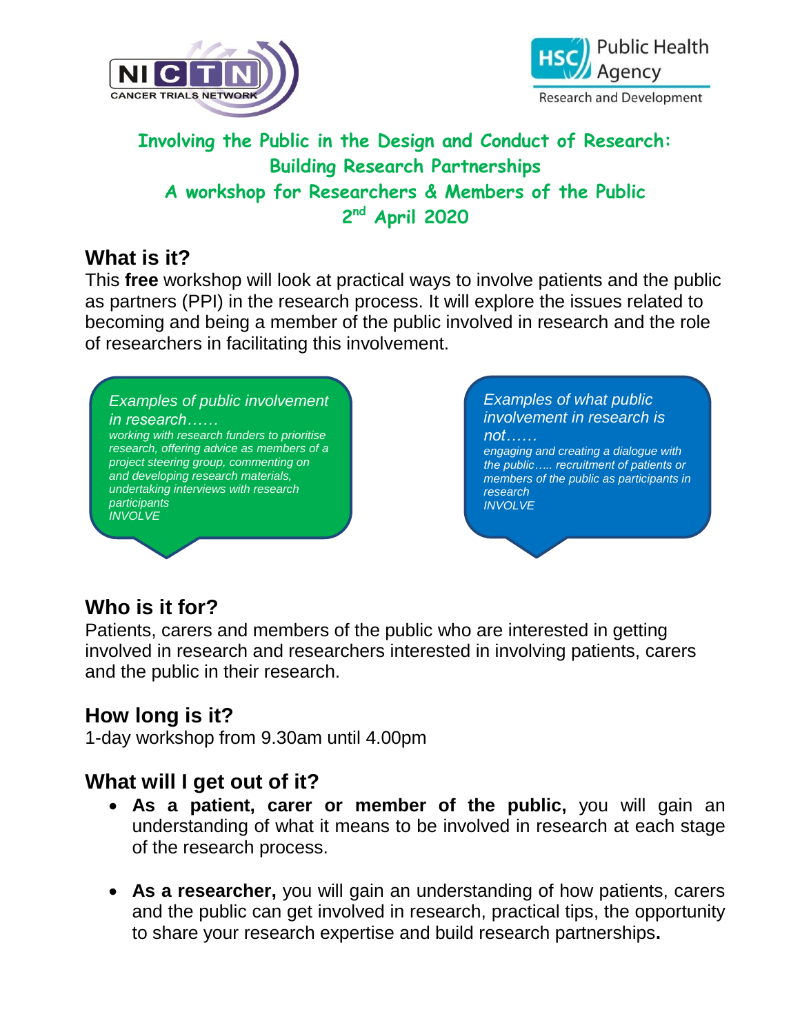# Involving the Public in the Design and Conduct of Research: Building Research Partnerships

## A workshop for Researchers & Members of the Public

## 2nd April 2020

## What is it?

This **free** workshop will look at practical ways to involve patients and the public as partners (PPI) in the research process. It will explore the issues related to becoming and being a member of the public involved in research and the role of researchers in facilitating this involvement.

*Examples of public involvement in research……*
*working with research funders to prioritise research, offering advice as members of a project steering group, commenting on and developing research materials, undertaking interviews with research participants*
*INVOLVE*

*Examples of what public involvement in research is not……*
*engaging and creating a dialogue with the public….. recruitment of patients or members of the public as participants in research*
*INVOLVE*

## Who is it for?

Patients, carers and members of the public who are interested in getting involved in research and researchers interested in involving patients, carers and the public in their research.

## How long is it?

1-day workshop from 9.30am until 4.00pm

## What will I get out of it?

- **As a patient, carer or member of the public,** you will gain an understanding of what it means to be involved in research at each stage of the research process.
- **As a researcher,** you will gain an understanding of how patients, carers and the public can get involved in research, practical tips, the opportunity to share your research expertise and build research partnerships**.**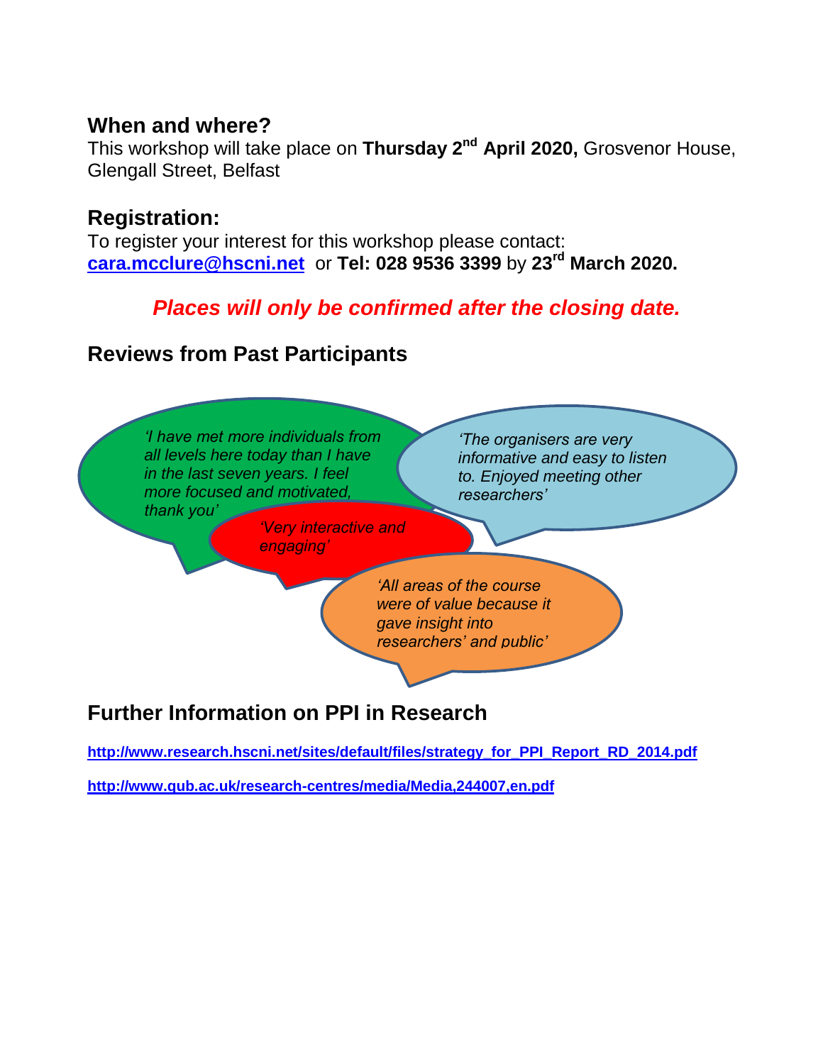## When and where?

This workshop will take place on **Thursday 2nd April 2020,** Grosvenor House, Glengall Street, Belfast

## Registration:

To register your interest for this workshop please contact: **cara.mcclure@hscni.net** or **Tel: 028 9536 3399** by **23rd March 2020.**

***Places will only be confirmed after the closing date.***

## Reviews from Past Participants

*'I have met more individuals from all levels here today than I have in the last seven years. I feel more focused and motivated, thank you'*

*'The organisers are very informative and easy to listen to. Enjoyed meeting other researchers'*

*'Very interactive and engaging'*

*'All areas of the course were of value because it gave insight into researchers' and public'*

## Further Information on PPI in Research

**http://www.research.hscni.net/sites/default/files/strategy_for_PPI_Report_RD_2014.pdf**

**http://www.qub.ac.uk/research-centres/media/Media,244007,en.pdf**